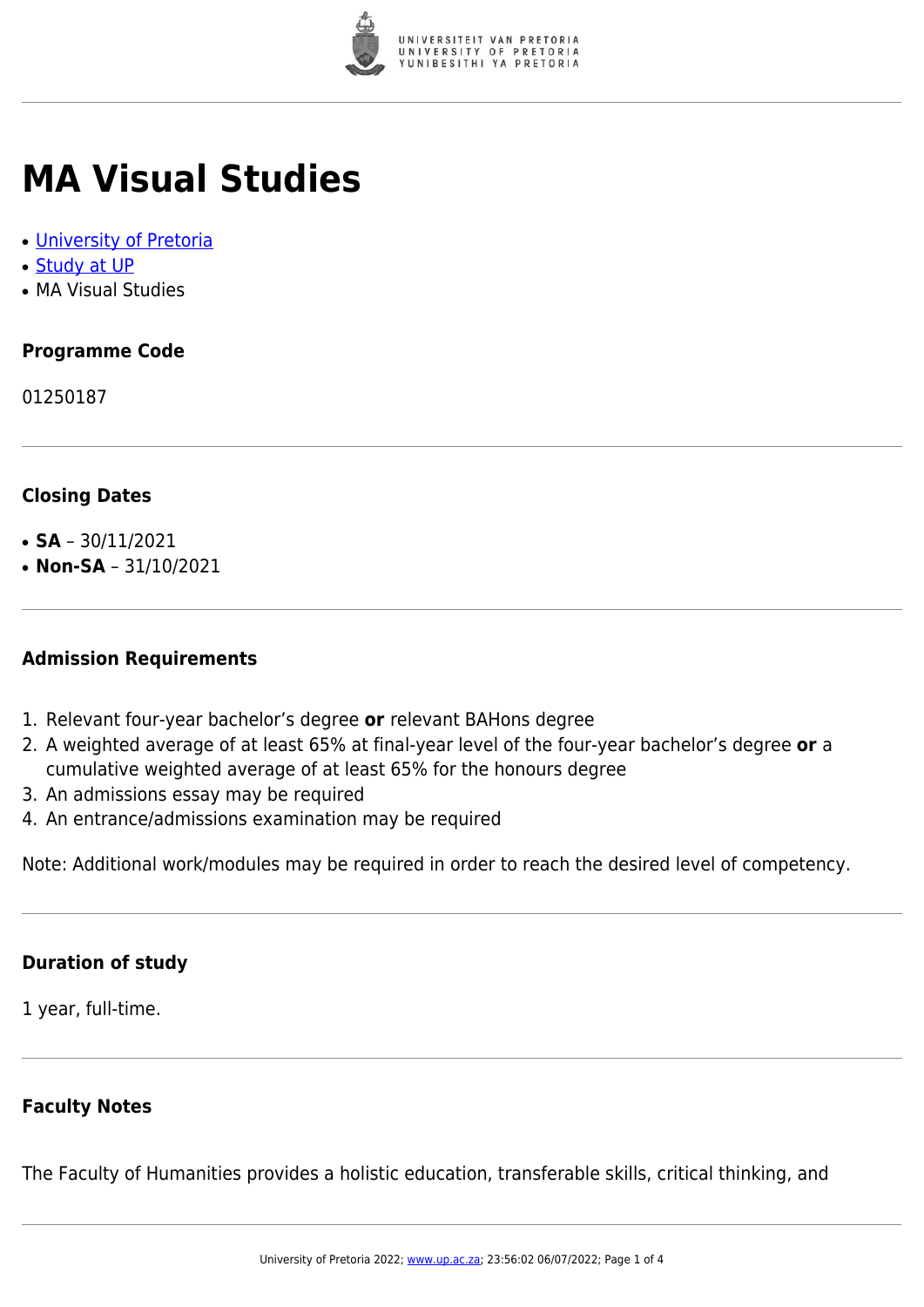# MA Visual Studies

- [University of Pretoria]
- [Study at UP]
- MA Visual Studies

### Programme Code

01250187

### Closing Dates

- **SA** – 30/11/2021
- **Non-SA** – 31/10/2021

### Admission Requirements

1. Relevant four-year bachelor's degree **or** relevant BAHons degree
2. A weighted average of at least 65% at final-year level of the four-year bachelor's degree **or** a cumulative weighted average of at least 65% for the honours degree
3. An admissions essay may be required
4. An entrance/admissions examination may be required

Note: Additional work/modules may be required in order to reach the desired level of competency.

### Duration of study

1 year, full-time.

### Faculty Notes

The Faculty of Humanities provides a holistic education, transferable skills, critical thinking, and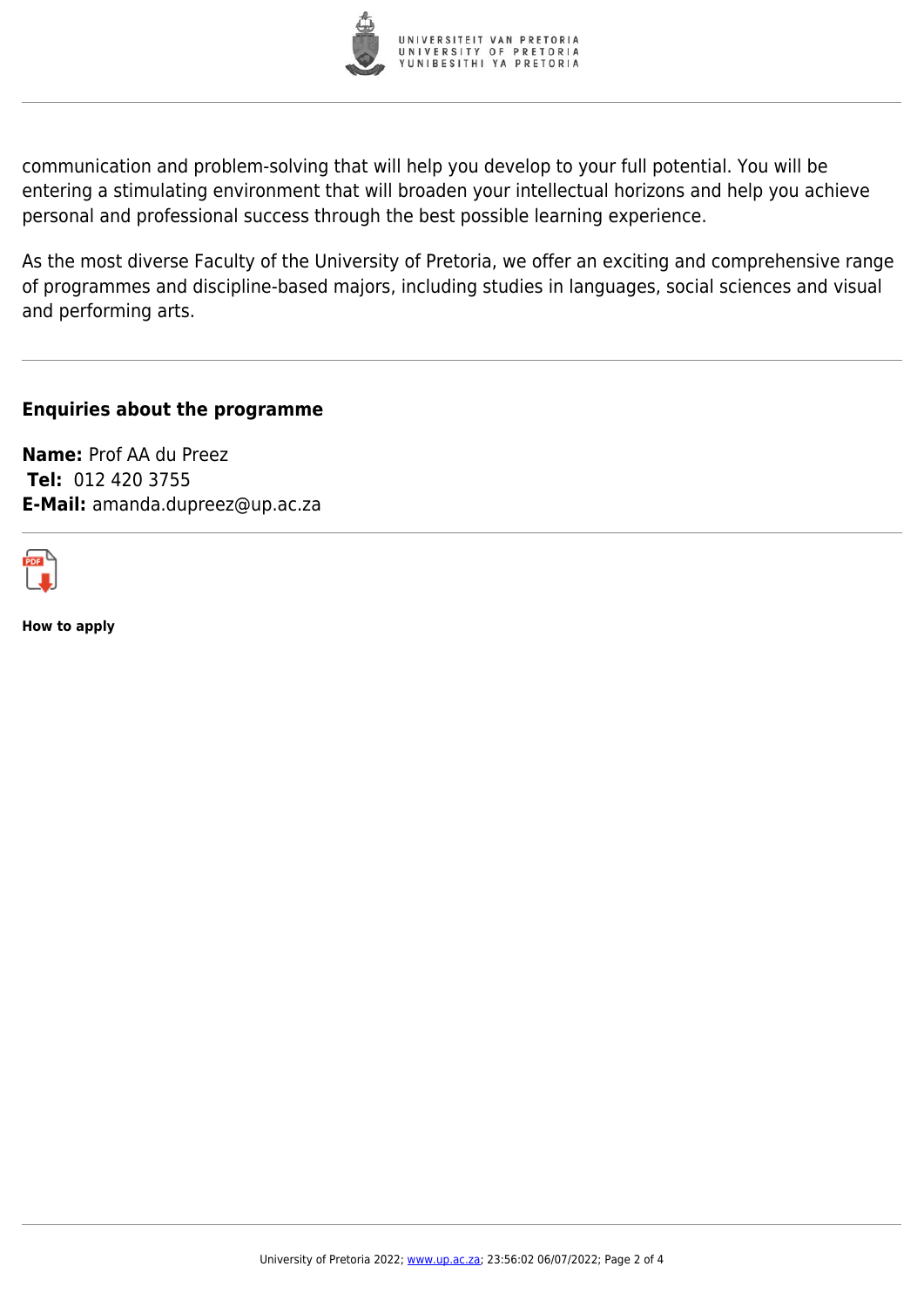communication and problem-solving that will help you develop to your full potential. You will be entering a stimulating environment that will broaden your intellectual horizons and help you achieve personal and professional success through the best possible learning experience.

As the most diverse Faculty of the University of Pretoria, we offer an exciting and comprehensive range of programmes and discipline-based majors, including studies in languages, social sciences and visual and performing arts.

---

### Enquiries about the programme

**Name:** Prof AA du Preez
**Tel:** 012 420 3755
**E-Mail:** amanda.dupreez@up.ac.za

---

**How to apply**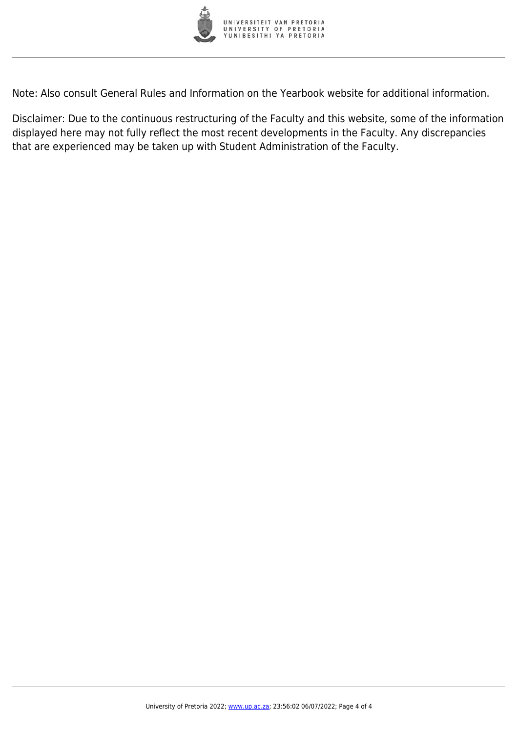Note: Also consult General Rules and Information on the Yearbook website for additional information.

Disclaimer: Due to the continuous restructuring of the Faculty and this website, some of the information displayed here may not fully reflect the most recent developments in the Faculty. Any discrepancies that are experienced may be taken up with Student Administration of the Faculty.